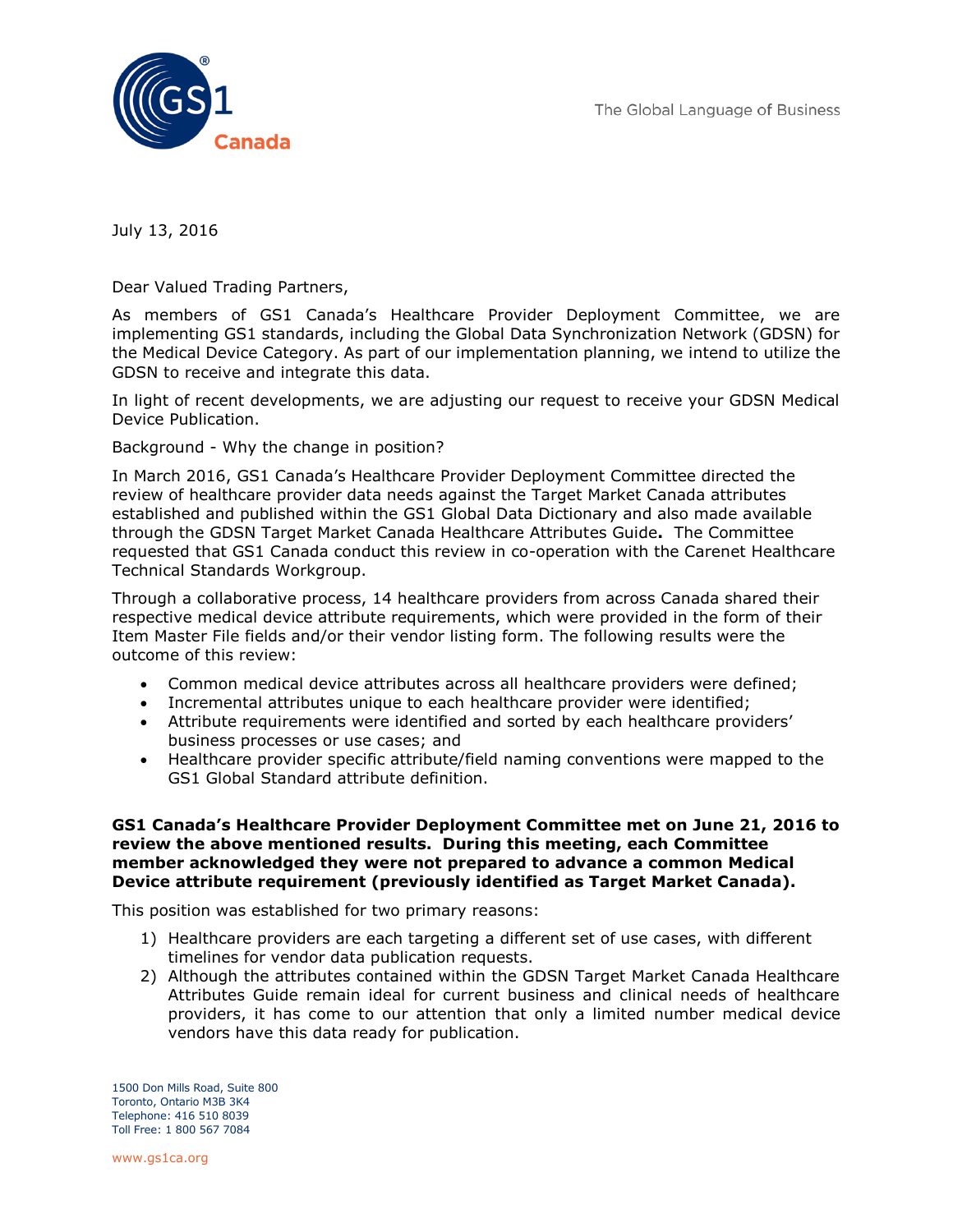July 13, 2016

Dear Valued Trading Partners,

As members of GS1 Canada's Healthcare Provider Deployment Committee, we are implementing GS1 standards, including the Global Data Synchronization Network (GDSN) for the Medical Device Category. As part of our implementation planning, we intend to utilize the GDSN to receive and integrate this data.

In light of recent developments, we are adjusting our request to receive your GDSN Medical Device Publication.

Background - Why the change in position?

In March 2016, GS1 Canada's Healthcare Provider Deployment Committee directed the review of healthcare provider data needs against the Target Market Canada attributes established and published within the GS1 Global Data Dictionary and also made available through the GDSN Target Market Canada Healthcare Attributes Guide**.** The Committee requested that GS1 Canada conduct this review in co-operation with the Carenet Healthcare Technical Standards Workgroup.

Through a collaborative process, 14 healthcare providers from across Canada shared their respective medical device attribute requirements, which were provided in the form of their Item Master File fields and/or their vendor listing form. The following results were the outcome of this review:

- Common medical device attributes across all healthcare providers were defined;
- Incremental attributes unique to each healthcare provider were identified;
- Attribute requirements were identified and sorted by each healthcare providers' business processes or use cases; and
- Healthcare provider specific attribute/field naming conventions were mapped to the GS1 Global Standard attribute definition.

**GS1 Canada's Healthcare Provider Deployment Committee met on June 21, 2016 to review the above mentioned results. During this meeting, each Committee member acknowledged they were not prepared to advance a common Medical Device attribute requirement (previously identified as Target Market Canada).**

This position was established for two primary reasons:

1) Healthcare providers are each targeting a different set of use cases, with different timelines for vendor data publication requests.
2) Although the attributes contained within the GDSN Target Market Canada Healthcare Attributes Guide remain ideal for current business and clinical needs of healthcare providers, it has come to our attention that only a limited number medical device vendors have this data ready for publication.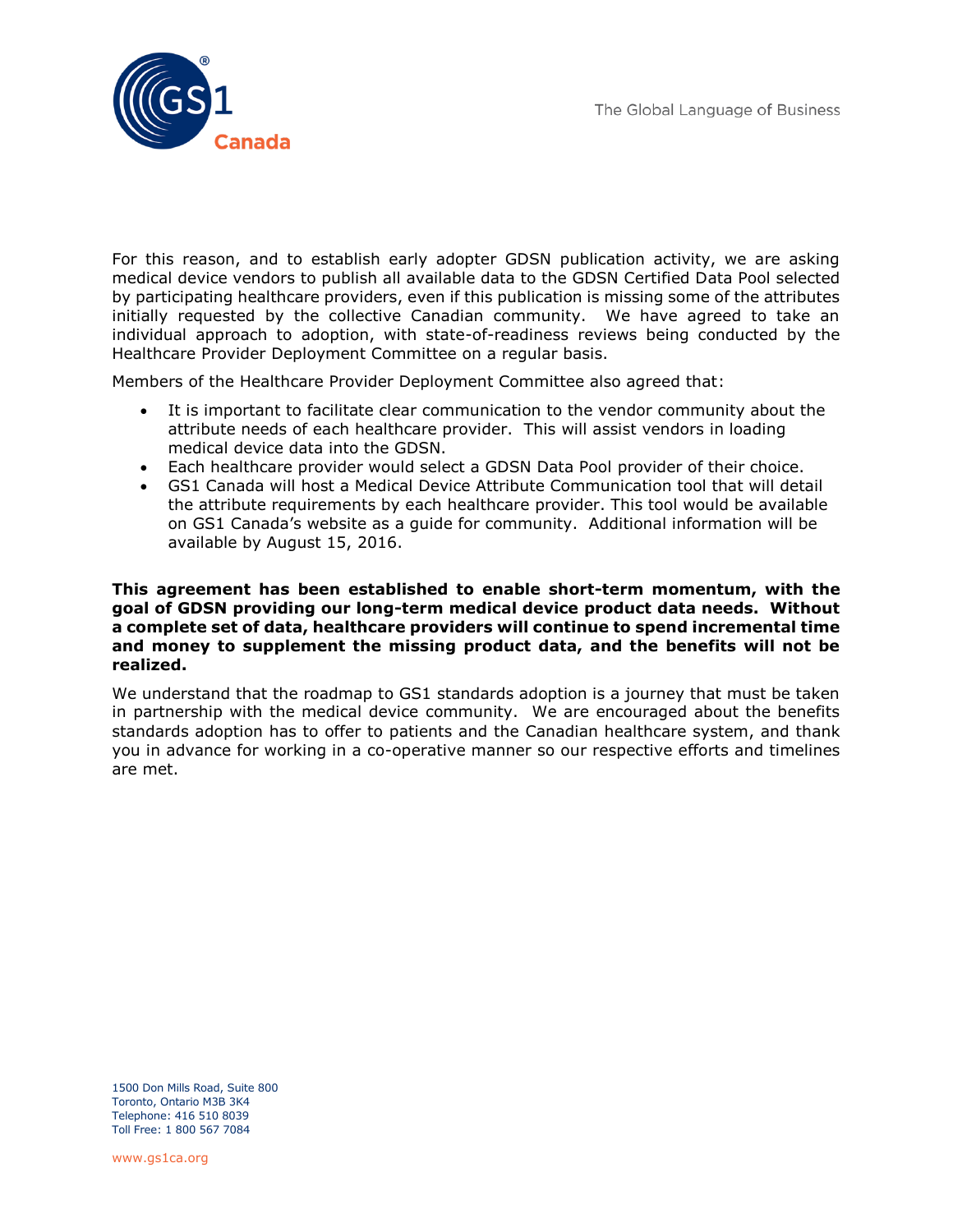For this reason, and to establish early adopter GDSN publication activity, we are asking medical device vendors to publish all available data to the GDSN Certified Data Pool selected by participating healthcare providers, even if this publication is missing some of the attributes initially requested by the collective Canadian community. We have agreed to take an individual approach to adoption, with state-of-readiness reviews being conducted by the Healthcare Provider Deployment Committee on a regular basis.

Members of the Healthcare Provider Deployment Committee also agreed that:

- It is important to facilitate clear communication to the vendor community about the attribute needs of each healthcare provider. This will assist vendors in loading medical device data into the GDSN.
- Each healthcare provider would select a GDSN Data Pool provider of their choice.
- GS1 Canada will host a Medical Device Attribute Communication tool that will detail the attribute requirements by each healthcare provider. This tool would be available on GS1 Canada's website as a guide for community. Additional information will be available by August 15, 2016.

**This agreement has been established to enable short-term momentum, with the goal of GDSN providing our long-term medical device product data needs. Without a complete set of data, healthcare providers will continue to spend incremental time and money to supplement the missing product data, and the benefits will not be realized.**

We understand that the roadmap to GS1 standards adoption is a journey that must be taken in partnership with the medical device community. We are encouraged about the benefits standards adoption has to offer to patients and the Canadian healthcare system, and thank you in advance for working in a co-operative manner so our respective efforts and timelines are met.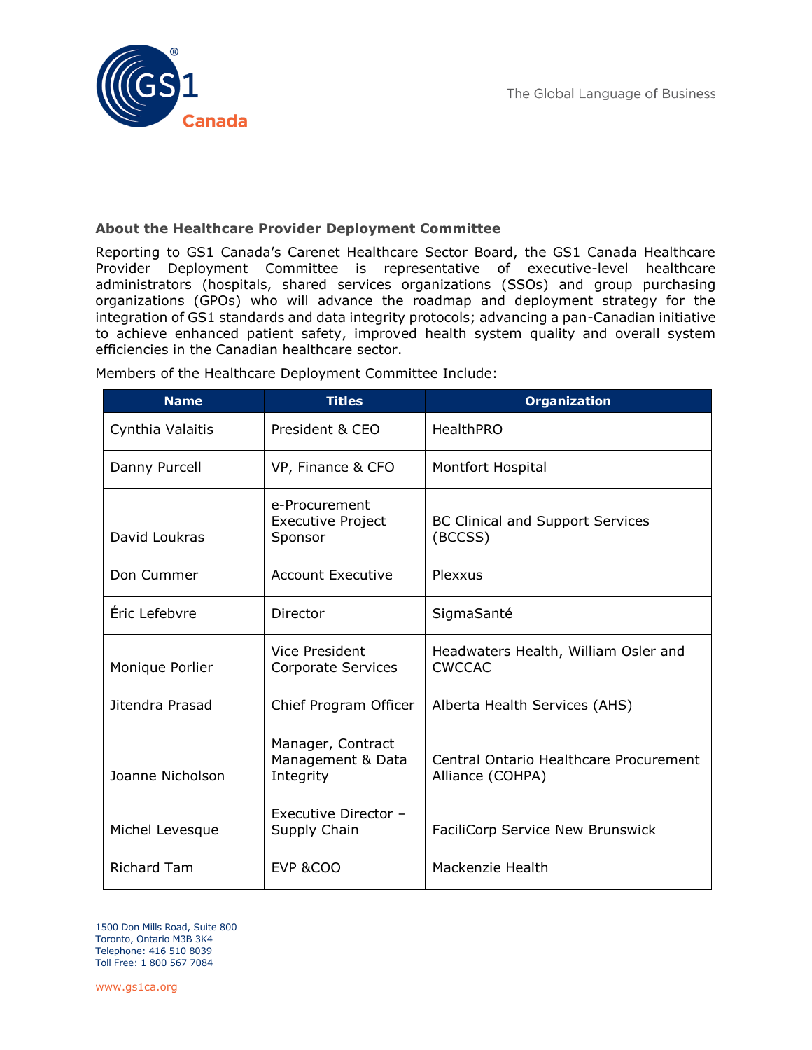### About the Healthcare Provider Deployment Committee

Reporting to GS1 Canada's Carenet Healthcare Sector Board, the GS1 Canada Healthcare Provider Deployment Committee is representative of executive-level healthcare administrators (hospitals, shared services organizations (SSOs) and group purchasing organizations (GPOs) who will advance the roadmap and deployment strategy for the integration of GS1 standards and data integrity protocols; advancing a pan-Canadian initiative to achieve enhanced patient safety, improved health system quality and overall system efficiencies in the Canadian healthcare sector.

Members of the Healthcare Deployment Committee Include:

| Name | Titles | Organization |
| --- | --- | --- |
| Cynthia Valaitis | President & CEO | HealthPRO |
| Danny Purcell | VP, Finance & CFO | Montfort Hospital |
| David Loukras | e-Procurement Executive Project Sponsor | BC Clinical and Support Services (BCCSS) |
| Don Cummer | Account Executive | Plexxus |
| Éric Lefebvre | Director | SigmaSanté |
| Monique Porlier | Vice President Corporate Services | Headwaters Health, William Osler and CWCCAC |
| Jitendra Prasad | Chief Program Officer | Alberta Health Services (AHS) |
| Joanne Nicholson | Manager, Contract Management & Data Integrity | Central Ontario Healthcare Procurement Alliance (COHPA) |
| Michel Levesque | Executive Director – Supply Chain | FaciliCorp Service New Brunswick |
| Richard Tam | EVP &COO | Mackenzie Health |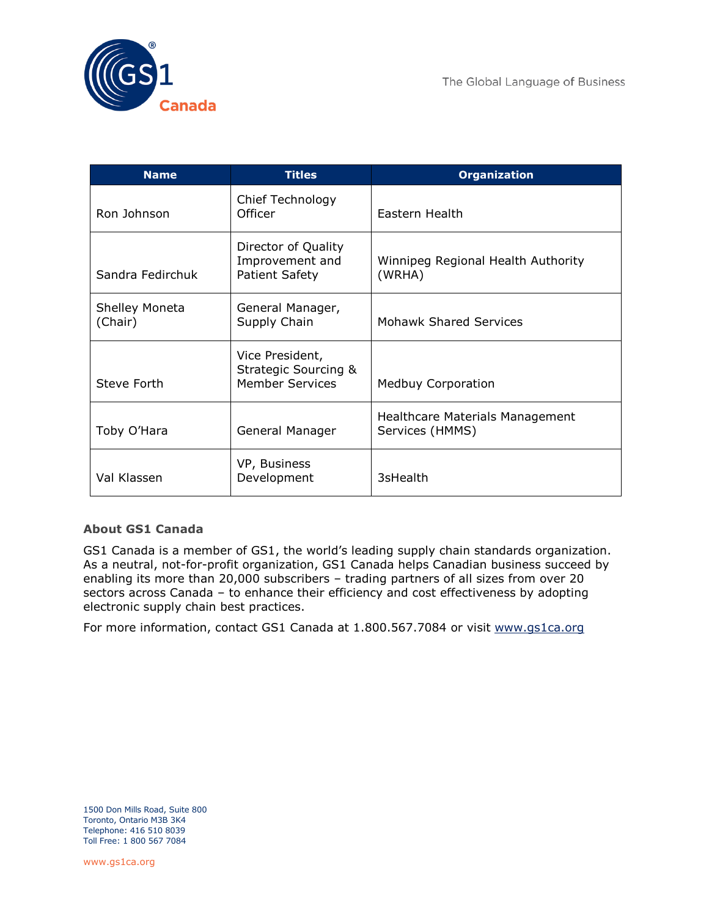| Name | Titles | Organization |
| --- | --- | --- |
| Ron Johnson | Chief Technology Officer | Eastern Health |
| Sandra Fedirchuk | Director of Quality Improvement and Patient Safety | Winnipeg Regional Health Authority (WRHA) |
| Shelley Moneta (Chair) | General Manager, Supply Chain | Mohawk Shared Services |
| Steve Forth | Vice President, Strategic Sourcing & Member Services | Medbuy Corporation |
| Toby O'Hara | General Manager | Healthcare Materials Management Services (HMMS) |
| Val Klassen | VP, Business Development | 3sHealth |

**About GS1 Canada**

GS1 Canada is a member of GS1, the world's leading supply chain standards organization. As a neutral, not-for-profit organization, GS1 Canada helps Canadian business succeed by enabling its more than 20,000 subscribers – trading partners of all sizes from over 20 sectors across Canada – to enhance their efficiency and cost effectiveness by adopting electronic supply chain best practices.

For more information, contact GS1 Canada at 1.800.567.7084 or visit [www.gs1ca.org](http://www.gs1ca.org)